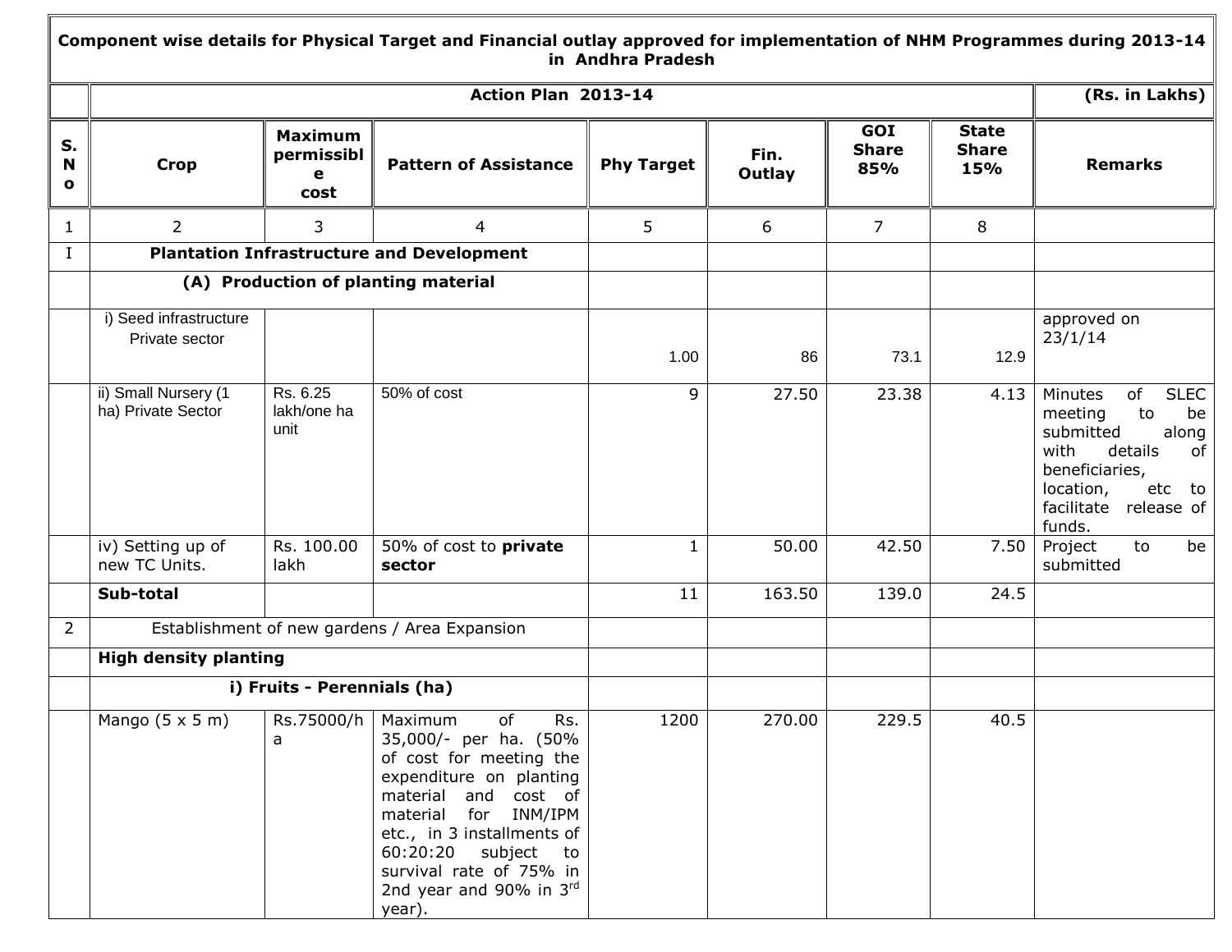**Component wise details for Physical Target and Financial outlay approved for implementation of NHM Programmes during 2013-14 in Andhra Pradesh**

| S. No | Crop | Maximum permissible cost | Pattern of Assistance | Phy Target | Fin. Outlay | GOI Share 85% | State Share 15% | Remarks |
|---|---|---|---|---|---|---|---|---|
| | **Action Plan 2013-14** | | | | | | | **(Rs. in Lakhs)** |
| 1 | 2 | 3 | 4 | 5 | 6 | 7 | 8 | |
| I | **Plantation Infrastructure and Development** | | | | | | | |
| | **(A) Production of planting material** | | | | | | | |
| | i) Seed infrastructure Private sector | | | 1.00 | 86 | 73.1 | 12.9 | approved on 23/1/14 |
| | ii) Small Nursery (1 ha) Private Sector | Rs. 6.25 lakh/one ha unit | 50% of cost | 9 | 27.50 | 23.38 | 4.13 | Minutes of SLEC meeting to be submitted along with details of beneficiaries, location, etc to facilitate release of funds. |
| | iv) Setting up of new TC Units. | Rs. 100.00 lakh | 50% of cost to **private sector** | 1 | 50.00 | 42.50 | 7.50 | Project to be submitted |
| | **Sub-total** | | | 11 | 163.50 | 139.0 | 24.5 | |
| 2 | Establishment of new gardens / Area Expansion | | | | | | | |
| | **High density planting** | | | | | | | |
| | **i) Fruits - Perennials (ha)** | | | | | | | |
| | Mango (5 x 5 m) | Rs.75000/ha | Maximum of Rs. 35,000/- per ha. (50% of cost for meeting the expenditure on planting material and cost of material for INM/IPM etc., in 3 installments of 60:20:20 subject to survival rate of 75% in 2nd year and 90% in 3rd year). | 1200 | 270.00 | 229.5 | 40.5 | |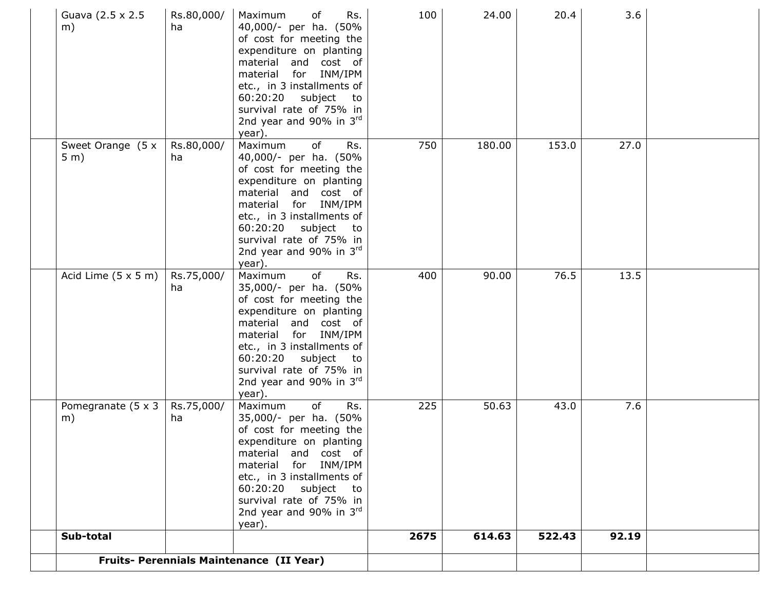|  | Guava (2.5 x 2.5 m) | Rs.80,000/ ha | Maximum of Rs. 40,000/- per ha. (50% of cost for meeting the expenditure on planting material and cost of material for INM/IPM etc., in 3 installments of 60:20:20 subject to survival rate of 75% in 2nd year and 90% in 3rd year). | 100 | 24.00 | 20.4 | 3.6 |  |
|---|---|---|---|---|---|---|---|---|
|  | Sweet Orange (5 x 5 m) | Rs.80,000/ ha | Maximum of Rs. 40,000/- per ha. (50% of cost for meeting the expenditure on planting material and cost of material for INM/IPM etc., in 3 installments of 60:20:20 subject to survival rate of 75% in 2nd year and 90% in 3rd year). | 750 | 180.00 | 153.0 | 27.0 |  |
|  | Acid Lime (5 x 5 m) | Rs.75,000/ ha | Maximum of Rs. 35,000/- per ha. (50% of cost for meeting the expenditure on planting material and cost of material for INM/IPM etc., in 3 installments of 60:20:20 subject to survival rate of 75% in 2nd year and 90% in 3rd year). | 400 | 90.00 | 76.5 | 13.5 |  |
|  | Pomegranate (5 x 3 m) | Rs.75,000/ ha | Maximum of Rs. 35,000/- per ha. (50% of cost for meeting the expenditure on planting material and cost of material for INM/IPM etc., in 3 installments of 60:20:20 subject to survival rate of 75% in 2nd year and 90% in 3rd year). | 225 | 50.63 | 43.0 | 7.6 |  |
|  | **Sub-total** |  |  | **2675** | **614.63** | **522.43** | **92.19** |  |
|  | **Fruits- Perennials Maintenance (II Year)** |  |  |  |  |  |  |  |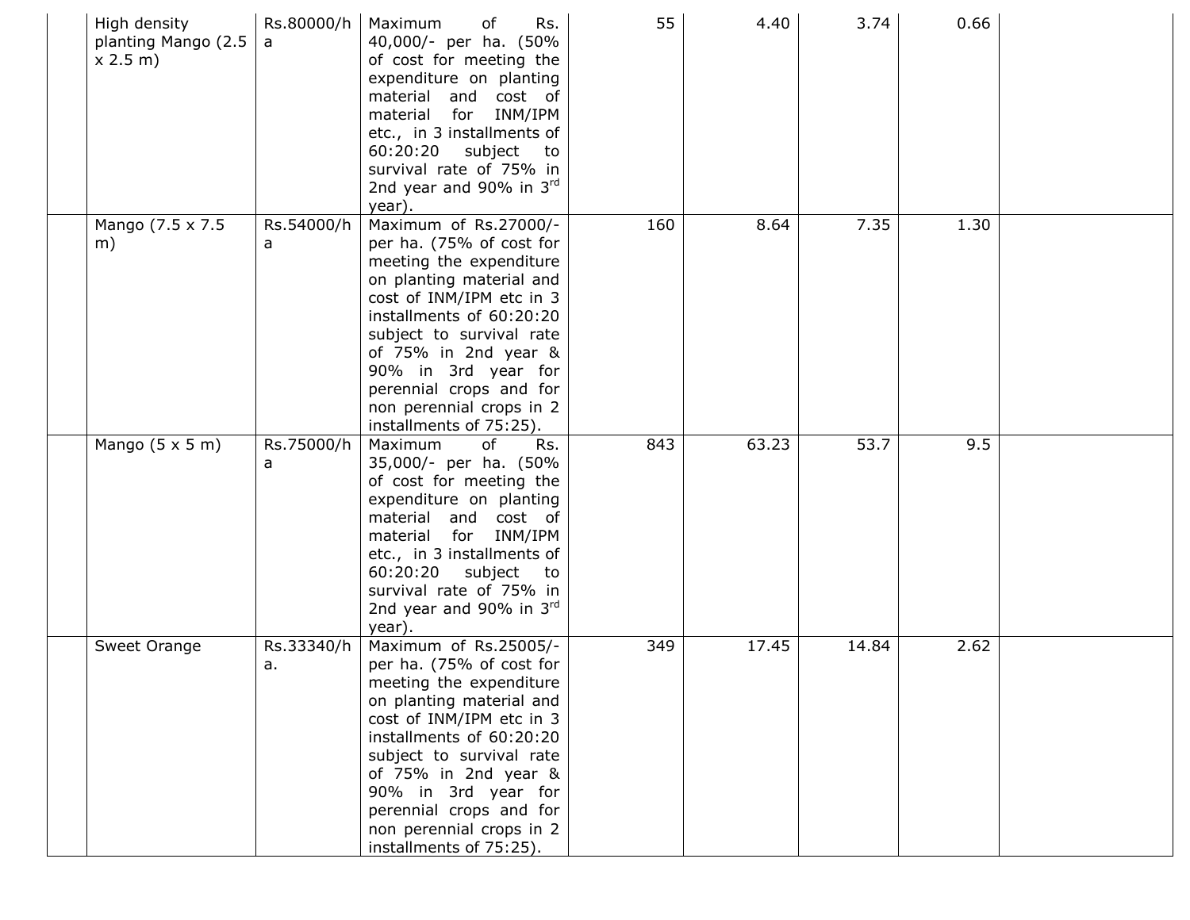| | | | | | | | | |
|---|---|---|---|---|---|---|---|---|
| | High density planting Mango (2.5 x 2.5 m) | Rs.80000/ha | Maximum of Rs. 40,000/- per ha. (50% of cost for meeting the expenditure on planting material and cost of material for INM/IPM etc., in 3 installments of 60:20:20 subject to survival rate of 75% in 2nd year and 90% in 3rd year). | 55 | 4.40 | 3.74 | 0.66 | |
| | Mango (7.5 x 7.5 m) | Rs.54000/ha | Maximum of Rs.27000/- per ha. (75% of cost for meeting the expenditure on planting material and cost of INM/IPM etc in 3 installments of 60:20:20 subject to survival rate of 75% in 2nd year & 90% in 3rd year for perennial crops and for non perennial crops in 2 installments of 75:25). | 160 | 8.64 | 7.35 | 1.30 | |
| | Mango (5 x 5 m) | Rs.75000/ha | Maximum of Rs. 35,000/- per ha. (50% of cost for meeting the expenditure on planting material and cost of material for INM/IPM etc., in 3 installments of 60:20:20 subject to survival rate of 75% in 2nd year and 90% in 3rd year). | 843 | 63.23 | 53.7 | 9.5 | |
| | Sweet Orange | Rs.33340/ha. | Maximum of Rs.25005/- per ha. (75% of cost for meeting the expenditure on planting material and cost of INM/IPM etc in 3 installments of 60:20:20 subject to survival rate of 75% in 2nd year & 90% in 3rd year for perennial crops and for non perennial crops in 2 installments of 75:25). | 349 | 17.45 | 14.84 | 2.62 | |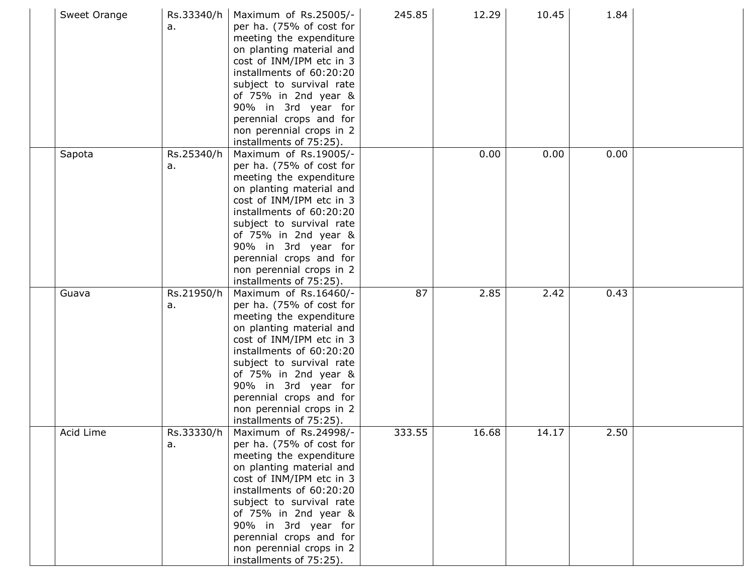| | | | | | | | | |
|---|---|---|---|---|---|---|---|---|
| | Sweet Orange | Rs.33340/ha. | Maximum of Rs.25005/- per ha. (75% of cost for meeting the expenditure on planting material and cost of INM/IPM etc in 3 installments of 60:20:20 subject to survival rate of 75% in 2nd year & 90% in 3rd year for perennial crops and for non perennial crops in 2 installments of 75:25). | 245.85 | 12.29 | 10.45 | 1.84 | |
| | Sapota | Rs.25340/ha. | Maximum of Rs.19005/- per ha. (75% of cost for meeting the expenditure on planting material and cost of INM/IPM etc in 3 installments of 60:20:20 subject to survival rate of 75% in 2nd year & 90% in 3rd year for perennial crops and for non perennial crops in 2 installments of 75:25). | | 0.00 | 0.00 | 0.00 | |
| | Guava | Rs.21950/ha. | Maximum of Rs.16460/- per ha. (75% of cost for meeting the expenditure on planting material and cost of INM/IPM etc in 3 installments of 60:20:20 subject to survival rate of 75% in 2nd year & 90% in 3rd year for perennial crops and for non perennial crops in 2 installments of 75:25). | 87 | 2.85 | 2.42 | 0.43 | |
| | Acid Lime | Rs.33330/ha. | Maximum of Rs.24998/- per ha. (75% of cost for meeting the expenditure on planting material and cost of INM/IPM etc in 3 installments of 60:20:20 subject to survival rate of 75% in 2nd year & 90% in 3rd year for perennial crops and for non perennial crops in 2 installments of 75:25). | 333.55 | 16.68 | 14.17 | 2.50 | |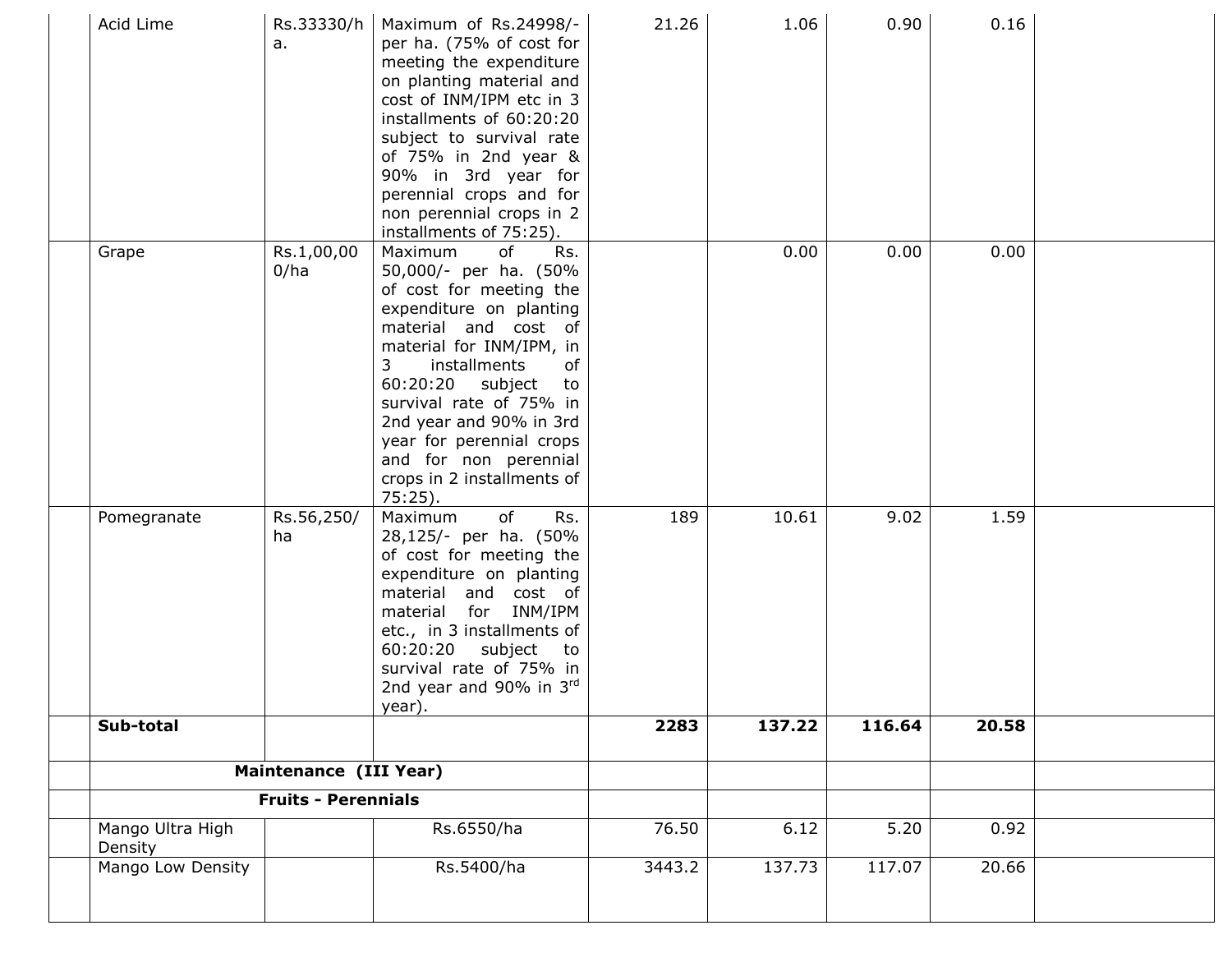| | | | | | | | | |
|---|---|---|---|---|---|---|---|---|
| | Acid Lime | Rs.33330/ha. | Maximum of Rs.24998/- per ha. (75% of cost for meeting the expenditure on planting material and cost of INM/IPM etc in 3 installments of 60:20:20 subject to survival rate of 75% in 2nd year & 90% in 3rd year for perennial crops and for non perennial crops in 2 installments of 75:25). | 21.26 | 1.06 | 0.90 | 0.16 | |
| | Grape | Rs.1,00,000/ha | Maximum of Rs. 50,000/- per ha. (50% of cost for meeting the expenditure on planting material and cost of material for INM/IPM, in 3 installments of 60:20:20 subject to survival rate of 75% in 2nd year and 90% in 3rd year for perennial crops and for non perennial crops in 2 installments of 75:25). | | 0.00 | 0.00 | 0.00 | |
| | Pomegranate | Rs.56,250/ha | Maximum of Rs. 28,125/- per ha. (50% of cost for meeting the expenditure on planting material and cost of material for INM/IPM etc., in 3 installments of 60:20:20 subject to survival rate of 75% in 2nd year and 90% in 3rd year). | 189 | 10.61 | 9.02 | 1.59 | |
| | **Sub-total** | | | **2283** | **137.22** | **116.64** | **20.58** | |
| | **Maintenance (III Year)** | | | | | | | |
| | **Fruits - Perennials** | | | | | | | |
| | Mango Ultra High Density | | Rs.6550/ha | 76.50 | 6.12 | 5.20 | 0.92 | |
| | Mango Low Density | | Rs.5400/ha | 3443.2 | 137.73 | 117.07 | 20.66 | |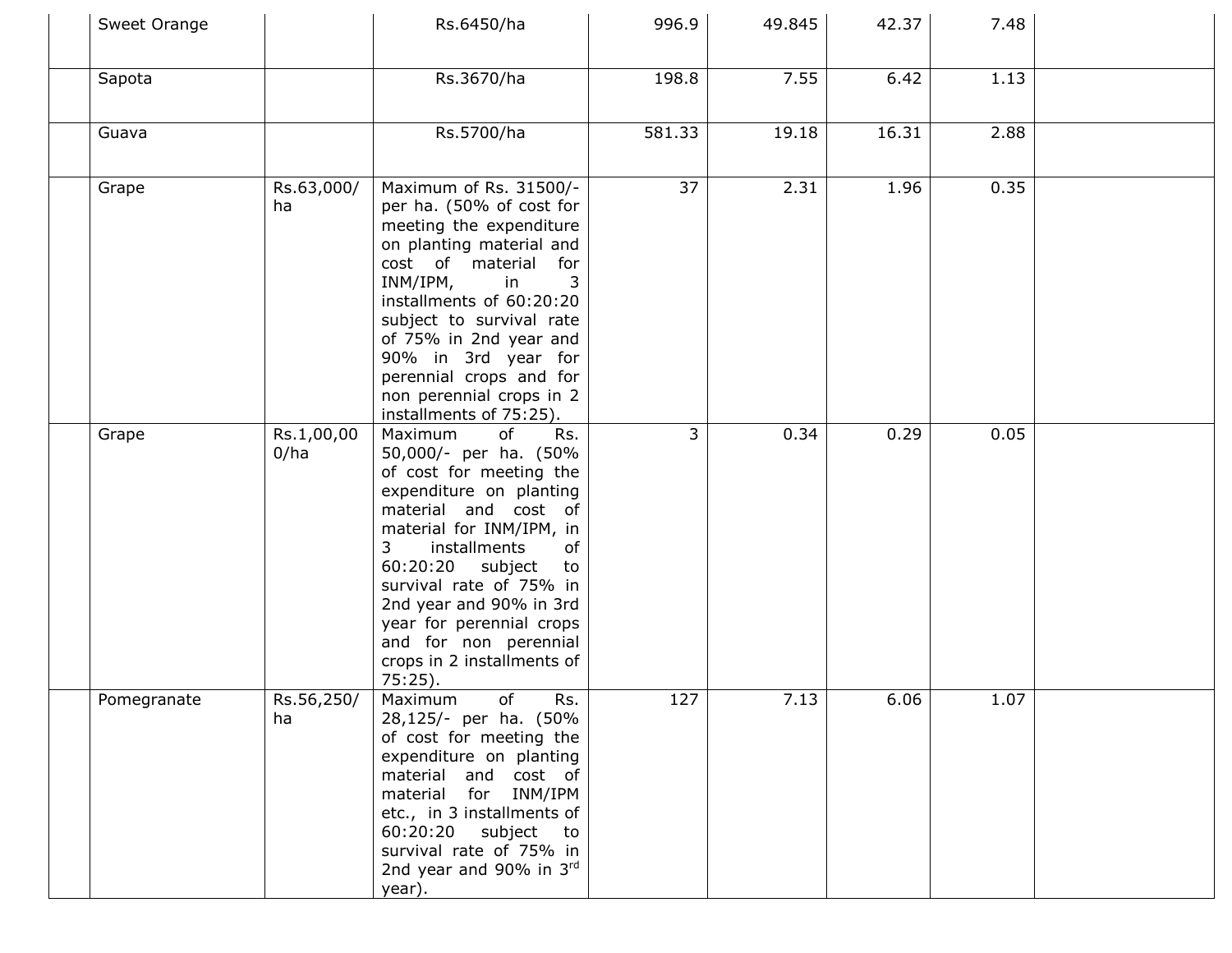| | | | | | | | | |
|---|---|---|---|---|---|---|---|---|
| | Sweet Orange | | Rs.6450/ha | 996.9 | 49.845 | 42.37 | 7.48 | |
| | Sapota | | Rs.3670/ha | 198.8 | 7.55 | 6.42 | 1.13 | |
| | Guava | | Rs.5700/ha | 581.33 | 19.18 | 16.31 | 2.88 | |
| | Grape | Rs.63,000/ ha | Maximum of Rs. 31500/- per ha. (50% of cost for meeting the expenditure on planting material and cost of material for INM/IPM, in 3 installments of 60:20:20 subject to survival rate of 75% in 2nd year and 90% in 3rd year for perennial crops and for non perennial crops in 2 installments of 75:25). | 37 | 2.31 | 1.96 | 0.35 | |
| | Grape | Rs.1,00,000/ha | Maximum of Rs. 50,000/- per ha. (50% of cost for meeting the expenditure on planting material and cost of material for INM/IPM, in 3 installments of 60:20:20 subject to survival rate of 75% in 2nd year and 90% in 3rd year for perennial crops and for non perennial crops in 2 installments of 75:25). | 3 | 0.34 | 0.29 | 0.05 | |
| | Pomegranate | Rs.56,250/ ha | Maximum of Rs. 28,125/- per ha. (50% of cost for meeting the expenditure on planting material and cost of material for INM/IPM etc., in 3 installments of 60:20:20 subject to survival rate of 75% in 2nd year and 90% in 3rd year). | 127 | 7.13 | 6.06 | 1.07 | |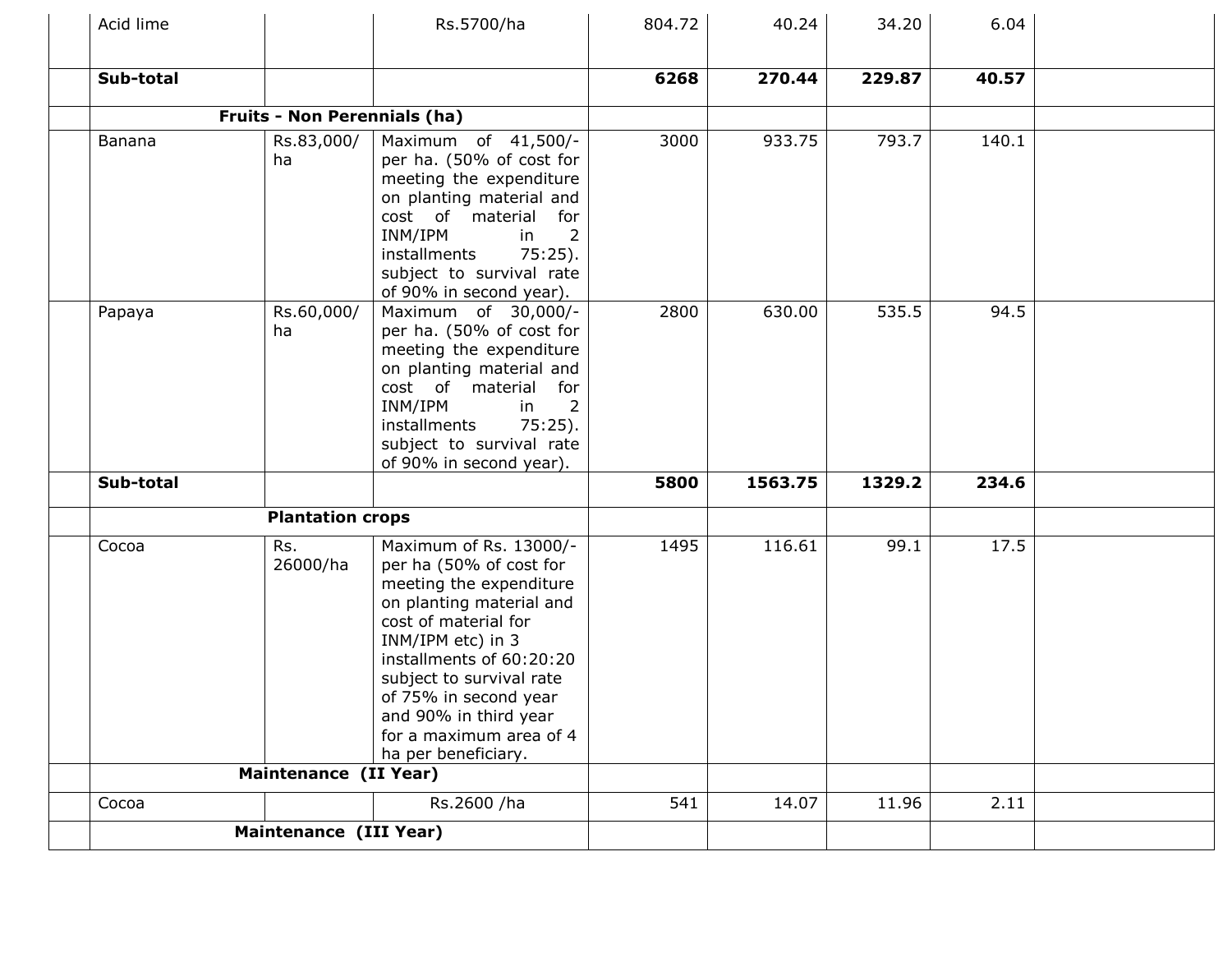|  |  |  |  |  |  |  |  |  |
|---|---|---|---|---|---|---|---|---|
|  | Acid lime |  | Rs.5700/ha | 804.72 | 40.24 | 34.20 | 6.04 |  |
|  | **Sub-total** |  |  | **6268** | **270.44** | **229.87** | **40.57** |  |
|  | **Fruits - Non Perennials (ha)** |  |  |  |  |  |  |  |
|  | Banana | Rs.83,000/ ha | Maximum of 41,500/- per ha. (50% of cost for meeting the expenditure on planting material and cost of material for INM/IPM in 2 installments 75:25). subject to survival rate of 90% in second year). | 3000 | 933.75 | 793.7 | 140.1 |  |
|  | Papaya | Rs.60,000/ ha | Maximum of 30,000/- per ha. (50% of cost for meeting the expenditure on planting material and cost of material for INM/IPM in 2 installments 75:25). subject to survival rate of 90% in second year). | 2800 | 630.00 | 535.5 | 94.5 |  |
|  | **Sub-total** |  |  | **5800** | **1563.75** | **1329.2** | **234.6** |  |
|  | **Plantation crops** |  |  |  |  |  |  |  |
|  | Cocoa | Rs. 26000/ha | Maximum of Rs. 13000/- per ha (50% of cost for meeting the expenditure on planting material and cost of material for INM/IPM etc) in 3 installments of 60:20:20 subject to survival rate of 75% in second year and 90% in third year for a maximum area of 4 ha per beneficiary. | 1495 | 116.61 | 99.1 | 17.5 |  |
|  | **Maintenance (II Year)** |  |  |  |  |  |  |  |
|  | Cocoa |  | Rs.2600 /ha | 541 | 14.07 | 11.96 | 2.11 |  |
|  | **Maintenance (III Year)** |  |  |  |  |  |  |  |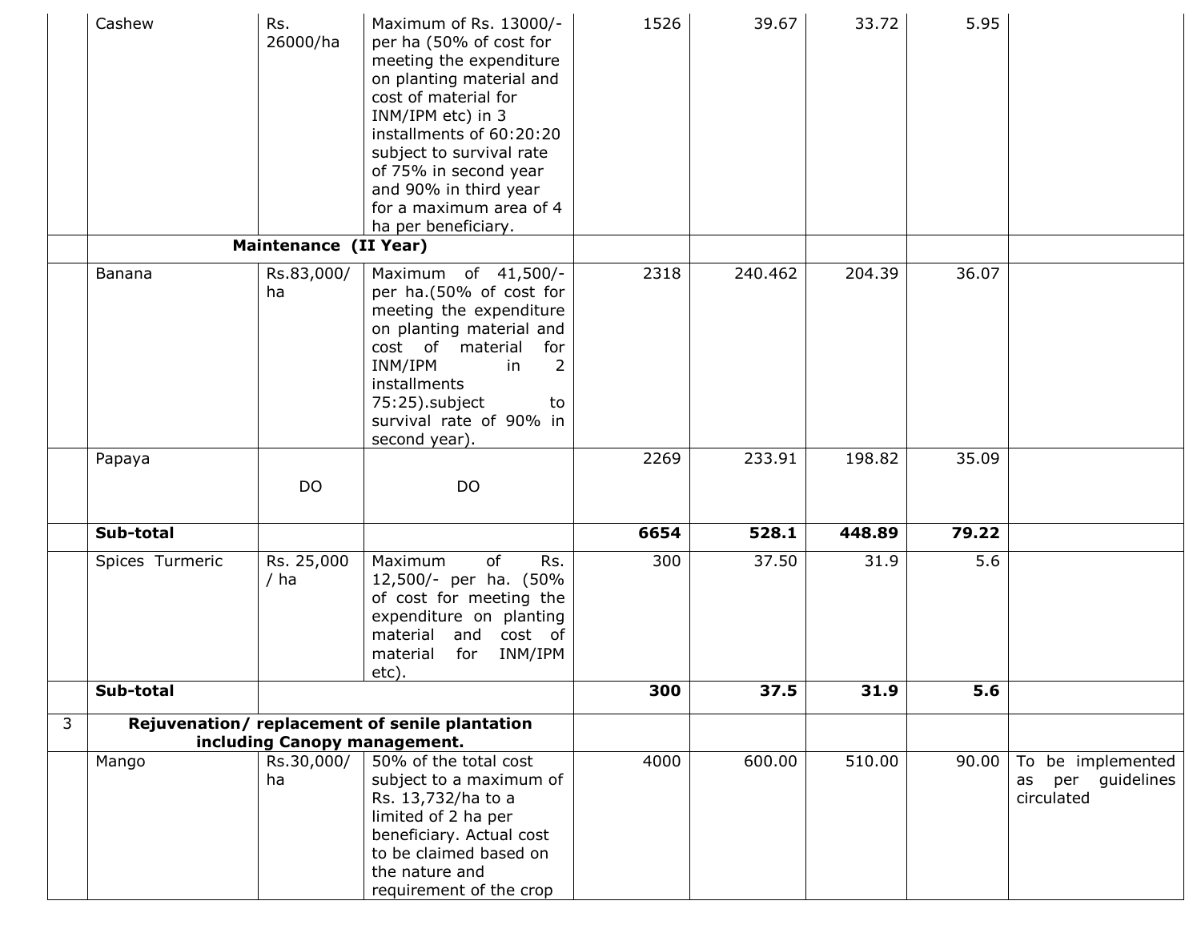| | | | | | | | | |
|---|---|---|---|---|---|---|---|---|
| | Cashew | Rs. 26000/ha | Maximum of Rs. 13000/- per ha (50% of cost for meeting the expenditure on planting material and cost of material for INM/IPM etc) in 3 installments of 60:20:20 subject to survival rate of 75% in second year and 90% in third year for a maximum area of 4 ha per beneficiary. | 1526 | 39.67 | 33.72 | 5.95 | |
| | **Maintenance (II Year)** | | | | | | | |
| | Banana | Rs.83,000/ ha | Maximum of 41,500/- per ha.(50% of cost for meeting the expenditure on planting material and cost of material for INM/IPM in 2 installments 75:25).subject to survival rate of 90% in second year). | 2318 | 240.462 | 204.39 | 36.07 | |
| | Papaya | DO | DO | 2269 | 233.91 | 198.82 | 35.09 | |
| | **Sub-total** | | | **6654** | **528.1** | **448.89** | **79.22** | |
| | Spices Turmeric | Rs. 25,000 / ha | Maximum of Rs. 12,500/- per ha. (50% of cost for meeting the expenditure on planting material and cost of material for INM/IPM etc). | 300 | 37.50 | 31.9 | 5.6 | |
| | **Sub-total** | | | **300** | **37.5** | **31.9** | **5.6** | |
| 3 | **Rejuvenation/ replacement of senile plantation including Canopy management.** | | | | | | | |
| | Mango | Rs.30,000/ ha | 50% of the total cost subject to a maximum of Rs. 13,732/ha to a limited of 2 ha per beneficiary. Actual cost to be claimed based on the nature and requirement of the crop | 4000 | 600.00 | 510.00 | 90.00 | To be implemented as per guidelines circulated |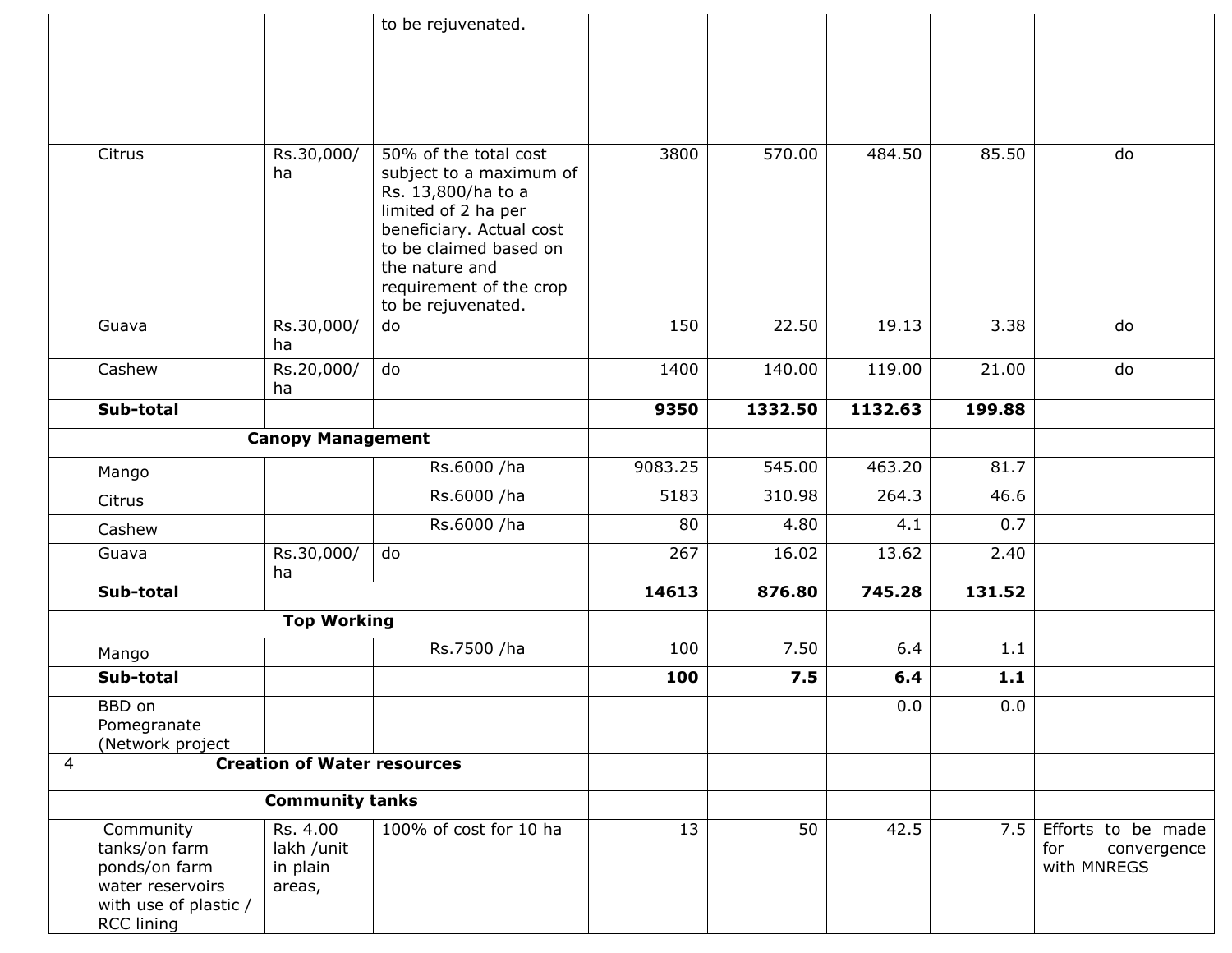| | | | | | | | | |
|---|---|---|---|---|---|---|---|---|
| | | | to be rejuvenated. | | | | | |
| | Citrus | Rs.30,000/ ha | 50% of the total cost subject to a maximum of Rs. 13,800/ha to a limited of 2 ha per beneficiary. Actual cost to be claimed based on the nature and requirement of the crop to be rejuvenated. | 3800 | 570.00 | 484.50 | 85.50 | do |
| | Guava | Rs.30,000/ ha | do | 150 | 22.50 | 19.13 | 3.38 | do |
| | Cashew | Rs.20,000/ ha | do | 1400 | 140.00 | 119.00 | 21.00 | do |
| | **Sub-total** | | | **9350** | **1332.50** | **1132.63** | **199.88** | |
| | **Canopy Management** | | | | | | | |
| | Mango | | Rs.6000 /ha | 9083.25 | 545.00 | 463.20 | 81.7 | |
| | Citrus | | Rs.6000 /ha | 5183 | 310.98 | 264.3 | 46.6 | |
| | Cashew | | Rs.6000 /ha | 80 | 4.80 | 4.1 | 0.7 | |
| | Guava | Rs.30,000/ ha | do | 267 | 16.02 | 13.62 | 2.40 | |
| | **Sub-total** | | | **14613** | **876.80** | **745.28** | **131.52** | |
| | **Top Working** | | | | | | | |
| | Mango | | Rs.7500 /ha | 100 | 7.50 | 6.4 | 1.1 | |
| | **Sub-total** | | | **100** | **7.5** | **6.4** | **1.1** | |
| | BBD on Pomegranate (Network project | | | | | 0.0 | 0.0 | |
| 4 | **Creation of Water resources** | | | | | | | |
| | **Community tanks** | | | | | | | |
| | Community tanks/on farm ponds/on farm water reservoirs with use of plastic / RCC lining | Rs. 4.00 lakh /unit in plain areas, | 100% of cost for 10 ha | 13 | 50 | 42.5 | 7.5 | Efforts to be made for convergence with MNREGS |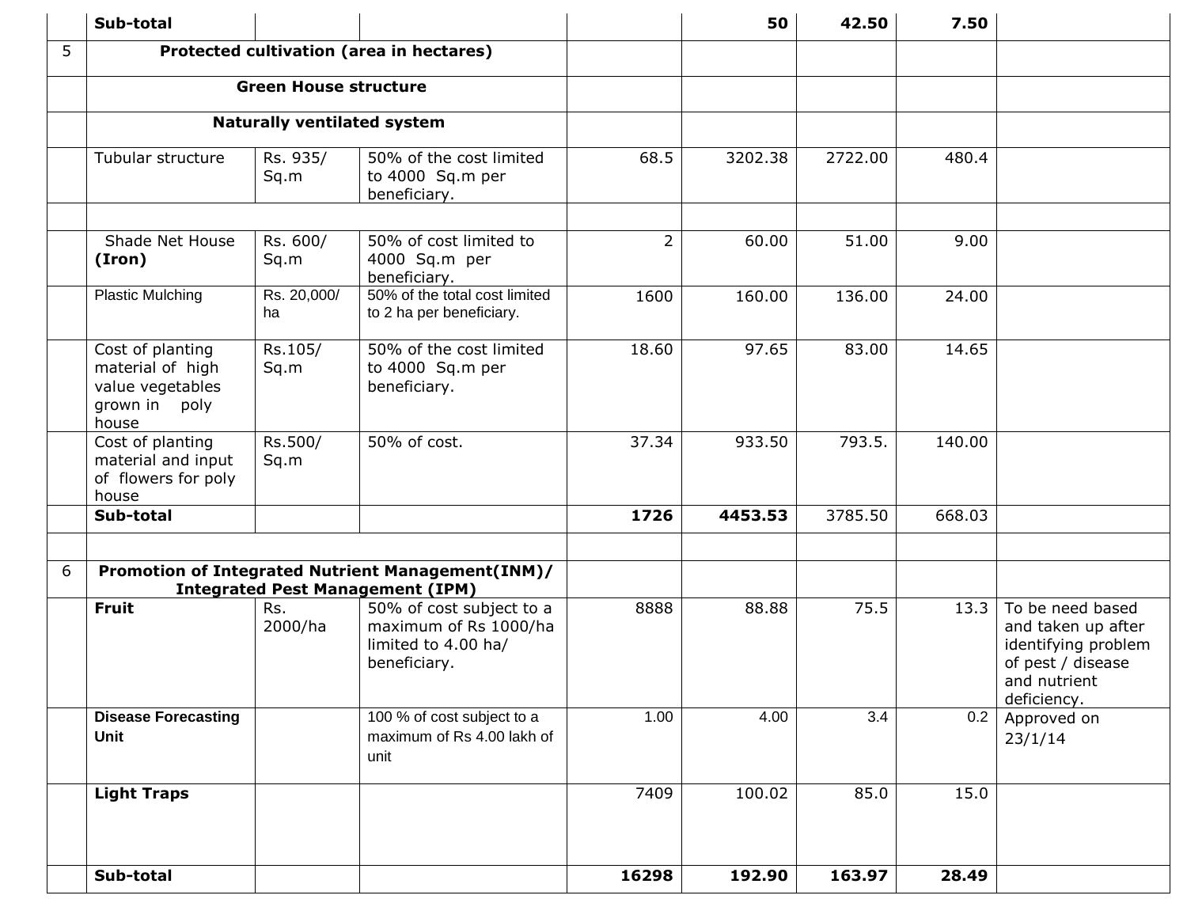| | | | | | | | | |
|---|---|---|---|---|---|---|---|---|
| | **Sub-total** | | | | **50** | **42.50** | **7.50** | |
| 5 | **Protected cultivation (area in hectares)** | | | | | | | |
| | **Green House structure** | | | | | | | |
| | **Naturally ventilated system** | | | | | | | |
| | Tubular structure | Rs. 935/ Sq.m | 50% of the cost limited to 4000 Sq.m per beneficiary. | 68.5 | 3202.38 | 2722.00 | 480.4 | |
| | | | | | | | | |
| | Shade Net House **(Iron)** | Rs. 600/ Sq.m | 50% of cost limited to 4000 Sq.m per beneficiary. | 2 | 60.00 | 51.00 | 9.00 | |
| | Plastic Mulching | Rs. 20,000/ ha | 50% of the total cost limited to 2 ha per beneficiary. | 1600 | 160.00 | 136.00 | 24.00 | |
| | Cost of planting material of high value vegetables grown in poly house | Rs.105/ Sq.m | 50% of the cost limited to 4000 Sq.m per beneficiary. | 18.60 | 97.65 | 83.00 | 14.65 | |
| | Cost of planting material and input of flowers for poly house | Rs.500/ Sq.m | 50% of cost. | 37.34 | 933.50 | 793.5. | 140.00 | |
| | **Sub-total** | | | **1726** | **4453.53** | 3785.50 | 668.03 | |
| | | | | | | | | |
| 6 | **Promotion of Integrated Nutrient Management(INM)/ Integrated Pest Management (IPM)** | | | | | | | |
| | **Fruit** | Rs. 2000/ha | 50% of cost subject to a maximum of Rs 1000/ha limited to 4.00 ha/ beneficiary. | 8888 | 88.88 | 75.5 | 13.3 | To be need based and taken up after identifying problem of pest / disease and nutrient deficiency. |
| | **Disease Forecasting Unit** | | 100 % of cost subject to a maximum of Rs 4.00 lakh of unit | 1.00 | 4.00 | 3.4 | 0.2 | Approved on 23/1/14 |
| | **Light Traps** | | | 7409 | 100.02 | 85.0 | 15.0 | |
| | **Sub-total** | | | **16298** | **192.90** | **163.97** | **28.49** | |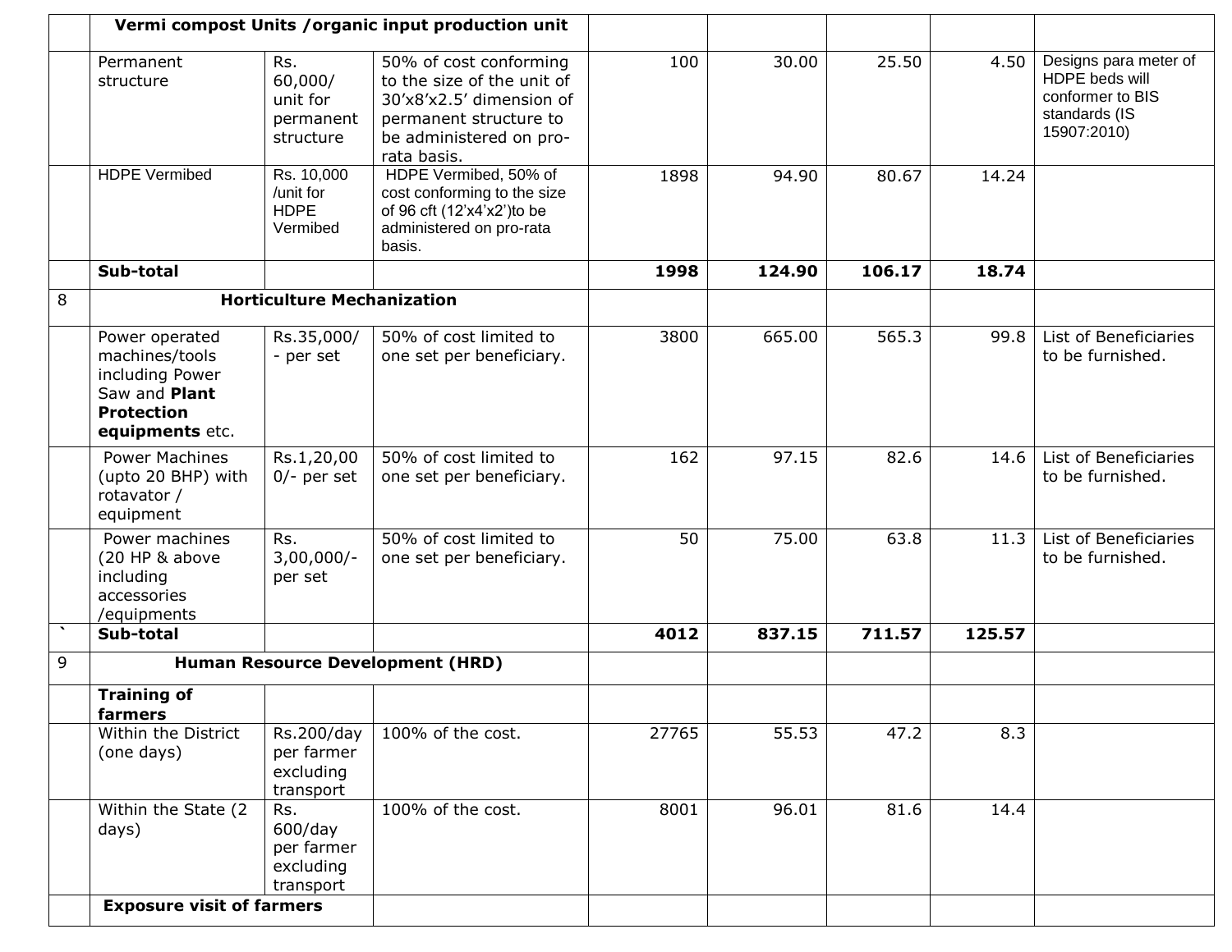| | | | | | | | | |
|---|---|---|---|---|---|---|---|---|
| | **Vermi compost Units /organic input production unit** | | | | | | | |
| | Permanent structure | Rs. 60,000/ unit for permanent structure | 50% of cost conforming to the size of the unit of 30'x8'x2.5' dimension of permanent structure to be administered on pro-rata basis. | 100 | 30.00 | 25.50 | 4.50 | Designs para meter of HDPE beds will conformer to BIS standards (IS 15907:2010) |
| | HDPE Vermibed | Rs. 10,000 /unit for HDPE Vermibed | HDPE Vermibed, 50% of cost conforming to the size of 96 cft (12'x4'x2')to be administered on pro-rata basis. | 1898 | 94.90 | 80.67 | 14.24 | |
| | **Sub-total** | | | **1998** | **124.90** | **106.17** | **18.74** | |
| 8 | **Horticulture Mechanization** | | | | | | | |
| | Power operated machines/tools including Power Saw and **Plant Protection equipments** etc. | Rs.35,000/- per set | 50% of cost limited to one set per beneficiary. | 3800 | 665.00 | 565.3 | 99.8 | List of Beneficiaries to be furnished. |
| | Power Machines (upto 20 BHP) with rotavator / equipment | Rs.1,20,000/- per set | 50% of cost limited to one set per beneficiary. | 162 | 97.15 | 82.6 | 14.6 | List of Beneficiaries to be furnished. |
| | Power machines (20 HP & above including accessories /equipments | Rs. 3,00,000/- per set | 50% of cost limited to one set per beneficiary. | 50 | 75.00 | 63.8 | 11.3 | List of Beneficiaries to be furnished. |
| ` | **Sub-total** | | | **4012** | **837.15** | **711.57** | **125.57** | |
| 9 | **Human Resource Development (HRD)** | | | | | | | |
| | **Training of farmers** | | | | | | | |
| | Within the District (one days) | Rs.200/day per farmer excluding transport | 100% of the cost. | 27765 | 55.53 | 47.2 | 8.3 | |
| | Within the State (2 days) | Rs. 600/day per farmer excluding transport | 100% of the cost. | 8001 | 96.01 | 81.6 | 14.4 | |
| | **Exposure visit of farmers** | | | | | | | |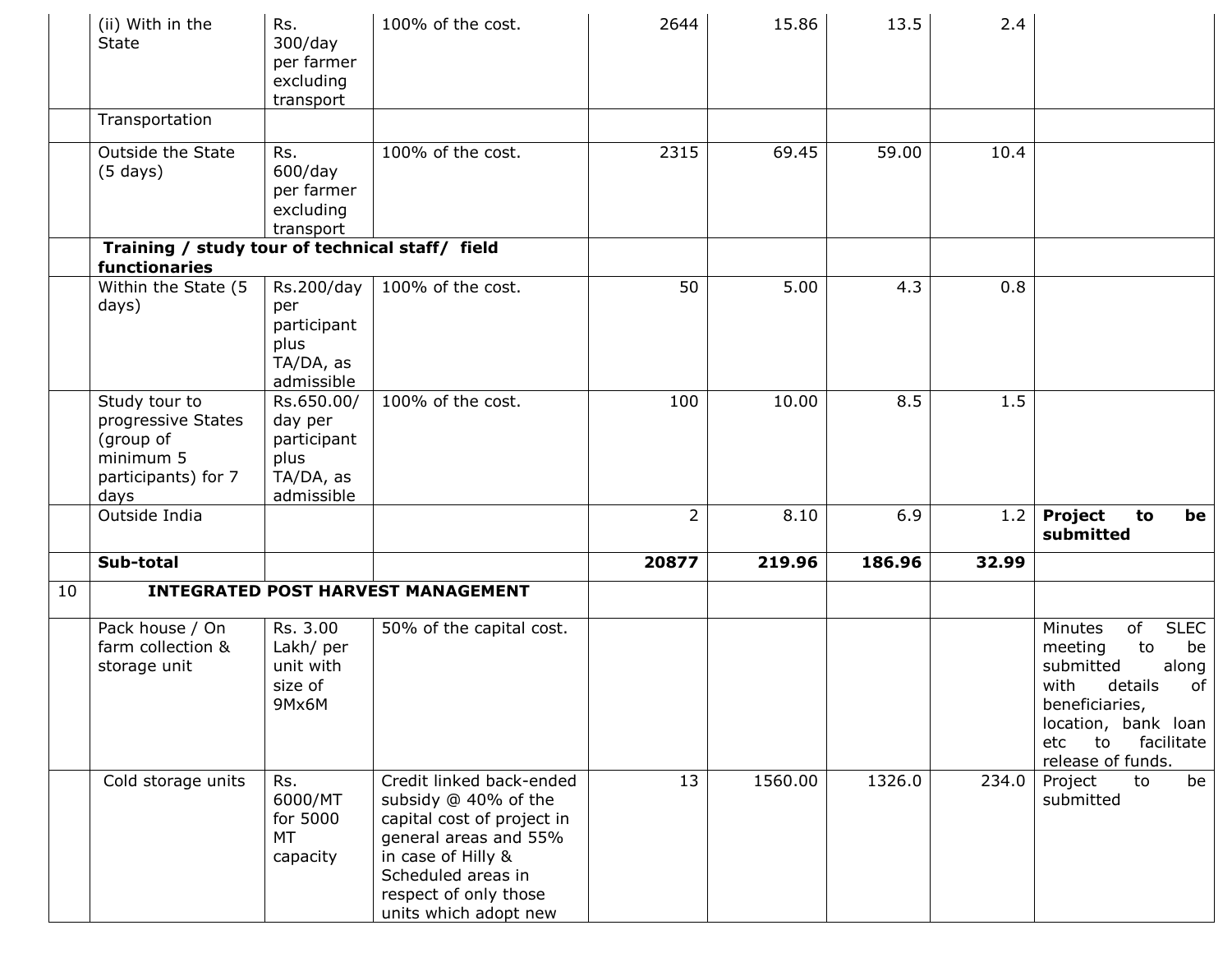|  |  |  |  |  |  |  |  |  |
|---|---|---|---|---|---|---|---|---|
|  | (ii) With in the State | Rs. 300/day per farmer excluding transport | 100% of the cost. | 2644 | 15.86 | 13.5 | 2.4 |  |
|  | Transportation |  |  |  |  |  |  |  |
|  | Outside the State (5 days) | Rs. 600/day per farmer excluding transport | 100% of the cost. | 2315 | 69.45 | 59.00 | 10.4 |  |
|  | **Training / study tour of technical staff/ field functionaries** |  |  |  |  |  |  |  |
|  | Within the State (5 days) | Rs.200/day per participant plus TA/DA, as admissible | 100% of the cost. | 50 | 5.00 | 4.3 | 0.8 |  |
|  | Study tour to progressive States (group of minimum 5 participants) for 7 days | Rs.650.00/ day per participant plus TA/DA, as admissible | 100% of the cost. | 100 | 10.00 | 8.5 | 1.5 |  |
|  | Outside India |  |  | 2 | 8.10 | 6.9 | 1.2 | **Project to be submitted** |
|  | **Sub-total** |  |  | **20877** | **219.96** | **186.96** | **32.99** |  |
| 10 | **INTEGRATED POST HARVEST MANAGEMENT** |  |  |  |  |  |  |  |
|  | Pack house / On farm collection & storage unit | Rs. 3.00 Lakh/ per unit with size of 9Mx6M | 50% of the capital cost. |  |  |  |  | Minutes of SLEC meeting to be submitted along with details of beneficiaries, location, bank loan etc to facilitate release of funds. |
|  | Cold storage units | Rs. 6000/MT for 5000 MT capacity | Credit linked back-ended subsidy @ 40% of the capital cost of project in general areas and 55% in case of Hilly & Scheduled areas in respect of only those units which adopt new | 13 | 1560.00 | 1326.0 | 234.0 | Project to be submitted |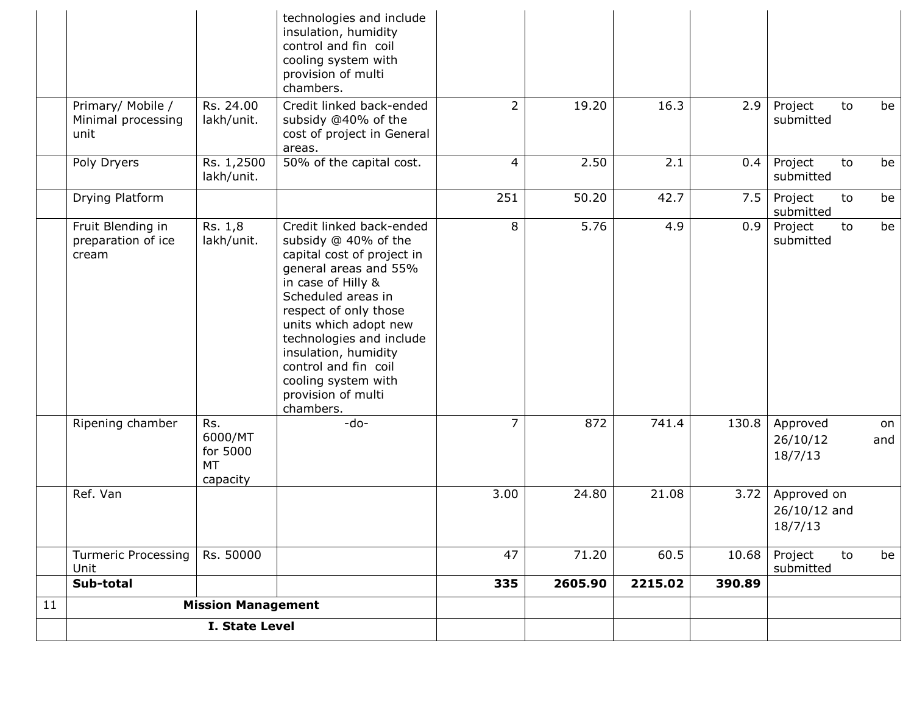|  |  |  | technologies and include insulation, humidity control and fin coil cooling system with provision of multi chambers. |  |  |  |  |  |
|---|---|---|---|---|---|---|---|---|
|  | Primary/ Mobile / Minimal processing unit | Rs. 24.00 lakh/unit. | Credit linked back-ended subsidy @40% of the cost of project in General areas. | 2 | 19.20 | 16.3 | 2.9 | Project to be submitted |
|  | Poly Dryers | Rs. 1,2500 lakh/unit. | 50% of the capital cost. | 4 | 2.50 | 2.1 | 0.4 | Project to be submitted |
|  | Drying Platform |  |  | 251 | 50.20 | 42.7 | 7.5 | Project to be submitted |
|  | Fruit Blending in preparation of ice cream | Rs. 1,8 lakh/unit. | Credit linked back-ended subsidy @ 40% of the capital cost of project in general areas and 55% in case of Hilly & Scheduled areas in respect of only those units which adopt new technologies and include insulation, humidity control and fin coil cooling system with provision of multi chambers. | 8 | 5.76 | 4.9 | 0.9 | Project to be submitted |
|  | Ripening chamber | Rs. 6000/MT for 5000 MT capacity | -do- | 7 | 872 | 741.4 | 130.8 | Approved on 26/10/12 and 18/7/13 |
|  | Ref. Van |  |  | 3.00 | 24.80 | 21.08 | 3.72 | Approved on 26/10/12 and 18/7/13 |
|  | Turmeric Processing Unit | Rs. 50000 |  | 47 | 71.20 | 60.5 | 10.68 | Project to be submitted |
|  | **Sub-total** |  |  | **335** | **2605.90** | **2215.02** | **390.89** |  |
| 11 | **Mission Management** |  |  |  |  |  |  |  |
|  | **I. State Level** |  |  |  |  |  |  |  |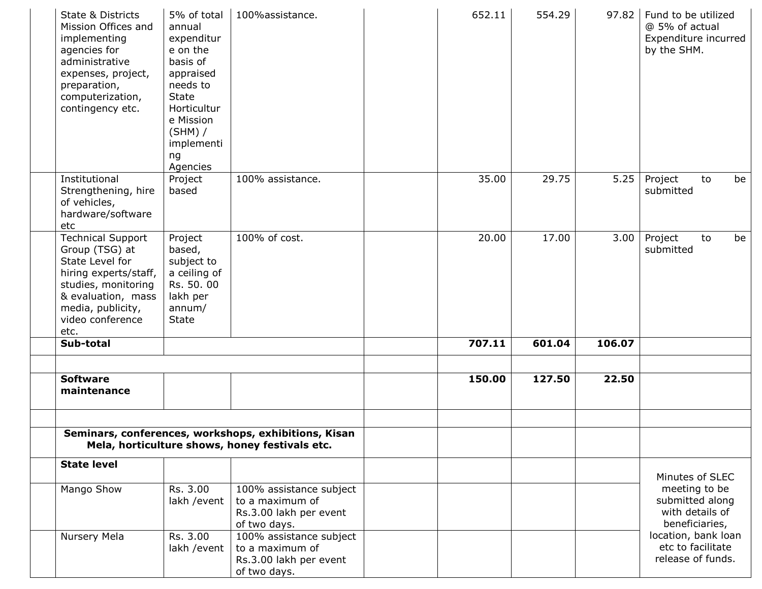| | | | | | | | | |
|---|---|---|---|---|---|---|---|---|
| | State & Districts Mission Offices and implementing agencies for administrative expenses, project, preparation, computerization, contingency etc. | 5% of total annual expenditure on the basis of appraised needs to State Horticulture Mission (SHM) / implementing Agencies | 100%assistance. | | 652.11 | 554.29 | 97.82 | Fund to be utilized @ 5% of actual Expenditure incurred by the SHM. |
| | Institutional Strengthening, hire of vehicles, hardware/software etc | Project based | 100% assistance. | | 35.00 | 29.75 | 5.25 | Project to be submitted |
| | Technical Support Group (TSG) at State Level for hiring experts/staff, studies, monitoring & evaluation, mass media, publicity, video conference etc. | Project based, subject to a ceiling of Rs. 50. 00 lakh per annum/ State | 100% of cost. | | 20.00 | 17.00 | 3.00 | Project to be submitted |
| | **Sub-total** | | | | **707.11** | **601.04** | **106.07** | |
| | | | | | | | | |
| | **Software maintenance** | | | | **150.00** | **127.50** | **22.50** | |
| | | | | | | | | |
| | **Seminars, conferences, workshops, exhibitions, Kisan Mela, horticulture shows, honey festivals etc.** | | | | | | | |
| | **State level** | | | | | | | Minutes of SLEC meeting to be submitted along with details of beneficiaries, location, bank loan etc to facilitate release of funds. |
| | Mango Show | Rs. 3.00 lakh /event | 100% assistance subject to a maximum of Rs.3.00 lakh per event of two days. | | | | | |
| | Nursery Mela | Rs. 3.00 lakh /event | 100% assistance subject to a maximum of Rs.3.00 lakh per event of two days. | | | | | |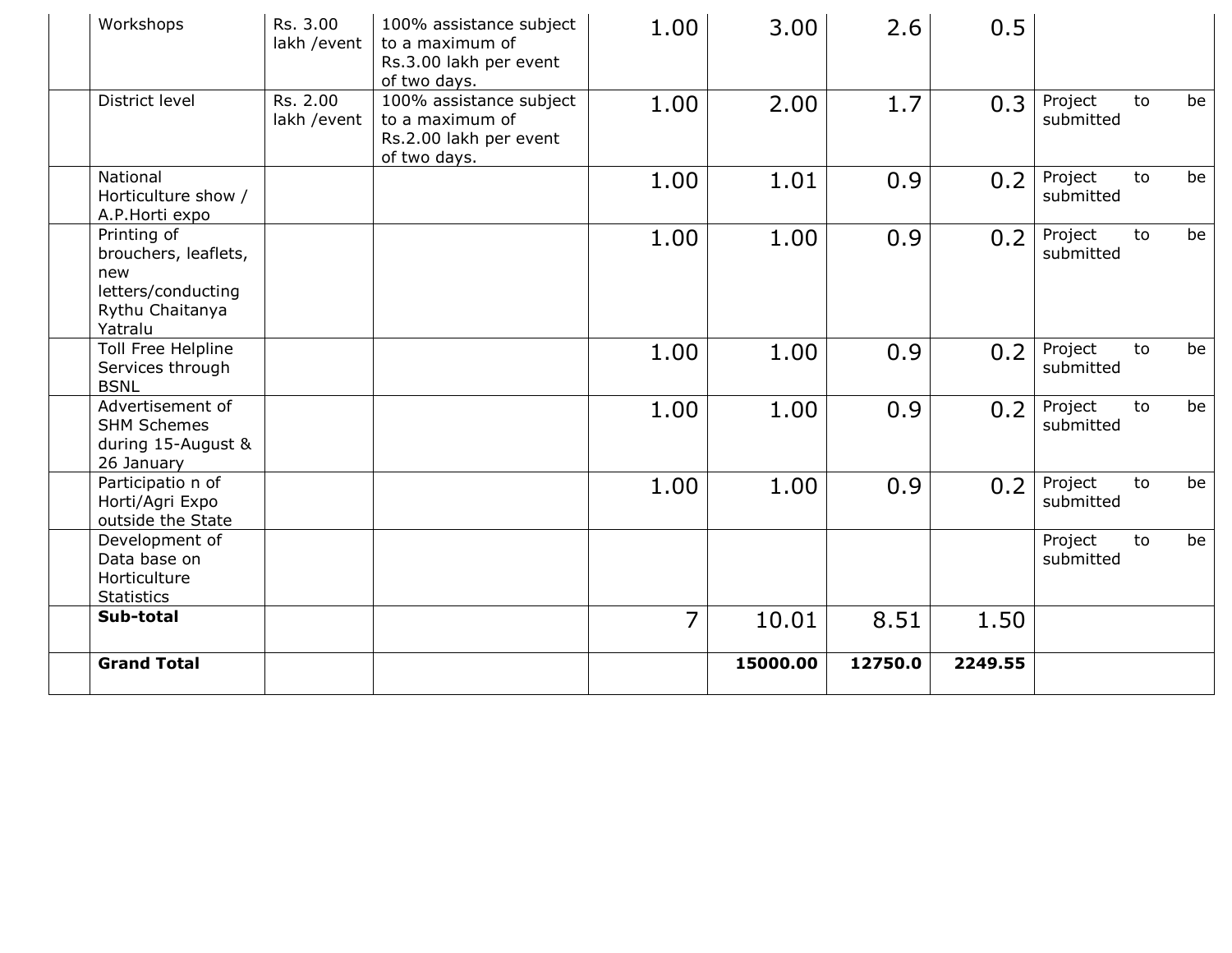| | | | | | | | | |
|---|---|---|---|---|---|---|---|---|
| | Workshops | Rs. 3.00 lakh /event | 100% assistance subject to a maximum of Rs.3.00 lakh per event of two days. | 1.00 | 3.00 | 2.6 | 0.5 | |
| | District level | Rs. 2.00 lakh /event | 100% assistance subject to a maximum of Rs.2.00 lakh per event of two days. | 1.00 | 2.00 | 1.7 | 0.3 | Project to be submitted |
| | National Horticulture show / A.P.Horti expo | | | 1.00 | 1.01 | 0.9 | 0.2 | Project to be submitted |
| | Printing of brouchers, leaflets, new letters/conducting Rythu Chaitanya Yatralu | | | 1.00 | 1.00 | 0.9 | 0.2 | Project to be submitted |
| | Toll Free Helpline Services through BSNL | | | 1.00 | 1.00 | 0.9 | 0.2 | Project to be submitted |
| | Advertisement of SHM Schemes during 15-August & 26 January | | | 1.00 | 1.00 | 0.9 | 0.2 | Project to be submitted |
| | Participatio n of Horti/Agri Expo outside the State | | | 1.00 | 1.00 | 0.9 | 0.2 | Project to be submitted |
| | Development of Data base on Horticulture Statistics | | | | | | | Project to be submitted |
| | **Sub-total** | | | 7 | 10.01 | 8.51 | 1.50 | |
| | **Grand Total** | | | | **15000.00** | **12750.0** | **2249.55** | |